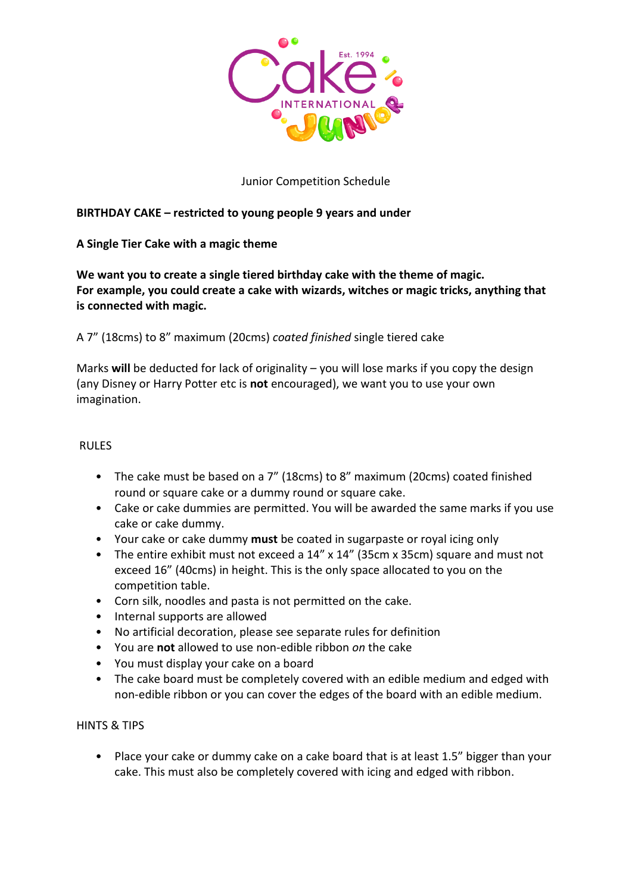Junior Competition Schedule

**BIRTHDAY CAKE – restricted to young people 9 years and under**

**A Single Tier Cake with a magic theme**

**We want you to create a single tiered birthday cake with the theme of magic.**
**For example, you could create a cake with wizards, witches or magic tricks, anything that is connected with magic.**

A 7" (18cms) to 8" maximum (20cms) *coated finished* single tiered cake

Marks **will** be deducted for lack of originality – you will lose marks if you copy the design (any Disney or Harry Potter etc is **not** encouraged), we want you to use your own imagination.

RULES

- The cake must be based on a 7" (18cms) to 8" maximum (20cms) coated finished round or square cake or a dummy round or square cake.
- Cake or cake dummies are permitted. You will be awarded the same marks if you use cake or cake dummy.
- Your cake or cake dummy **must** be coated in sugarpaste or royal icing only
- The entire exhibit must not exceed a 14" x 14" (35cm x 35cm) square and must not exceed 16" (40cms) in height. This is the only space allocated to you on the competition table.
- Corn silk, noodles and pasta is not permitted on the cake.
- Internal supports are allowed
- No artificial decoration, please see separate rules for definition
- You are **not** allowed to use non-edible ribbon *on* the cake
- You must display your cake on a board
- The cake board must be completely covered with an edible medium and edged with non-edible ribbon or you can cover the edges of the board with an edible medium.

HINTS & TIPS

- Place your cake or dummy cake on a cake board that is at least 1.5" bigger than your cake. This must also be completely covered with icing and edged with ribbon.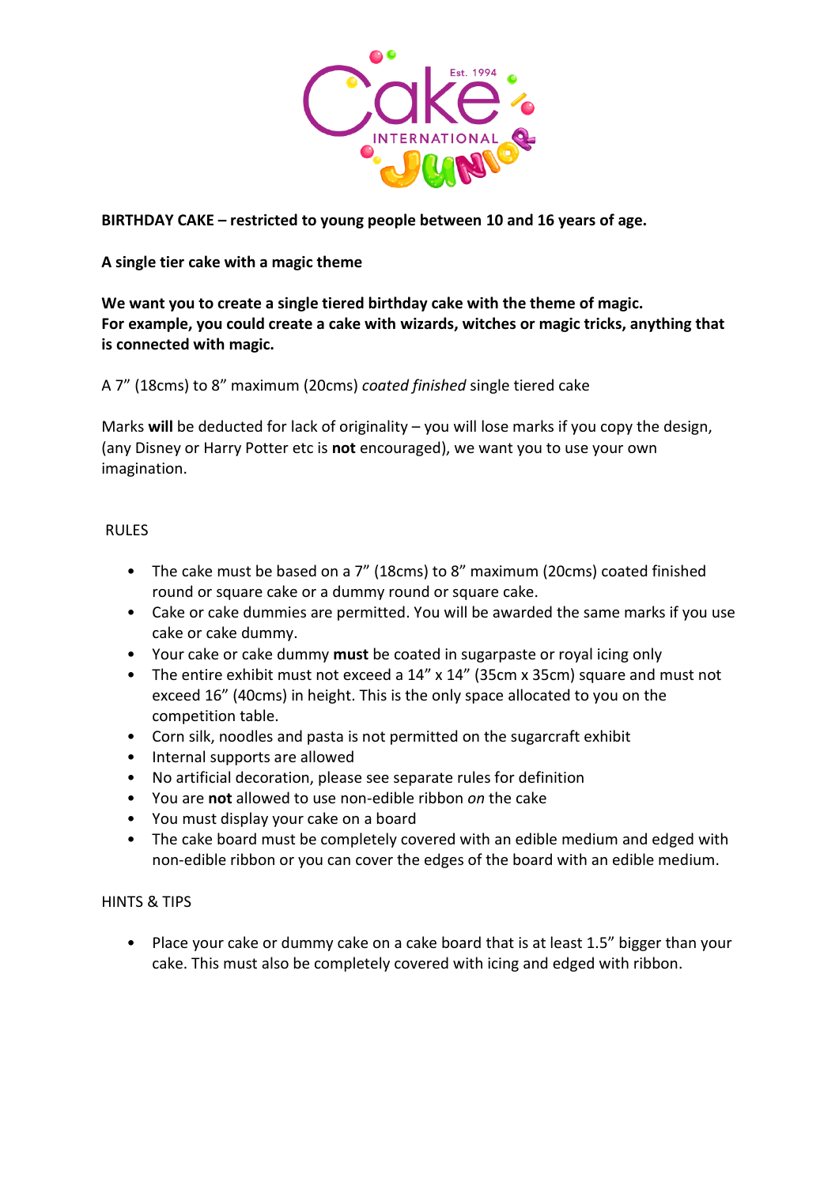**BIRTHDAY CAKE – restricted to young people between 10 and 16 years of age.**

**A single tier cake with a magic theme**

**We want you to create a single tiered birthday cake with the theme of magic.**
**For example, you could create a cake with wizards, witches or magic tricks, anything that is connected with magic.**

A 7" (18cms) to 8" maximum (20cms) *coated finished* single tiered cake

Marks **will** be deducted for lack of originality – you will lose marks if you copy the design, (any Disney or Harry Potter etc is **not** encouraged), we want you to use your own imagination.

RULES

- The cake must be based on a 7" (18cms) to 8" maximum (20cms) coated finished round or square cake or a dummy round or square cake.
- Cake or cake dummies are permitted. You will be awarded the same marks if you use cake or cake dummy.
- Your cake or cake dummy **must** be coated in sugarpaste or royal icing only
- The entire exhibit must not exceed a 14" x 14" (35cm x 35cm) square and must not exceed 16" (40cms) in height. This is the only space allocated to you on the competition table.
- Corn silk, noodles and pasta is not permitted on the sugarcraft exhibit
- Internal supports are allowed
- No artificial decoration, please see separate rules for definition
- You are **not** allowed to use non-edible ribbon *on* the cake
- You must display your cake on a board
- The cake board must be completely covered with an edible medium and edged with non-edible ribbon or you can cover the edges of the board with an edible medium.

HINTS & TIPS

- Place your cake or dummy cake on a cake board that is at least 1.5" bigger than your cake. This must also be completely covered with icing and edged with ribbon.